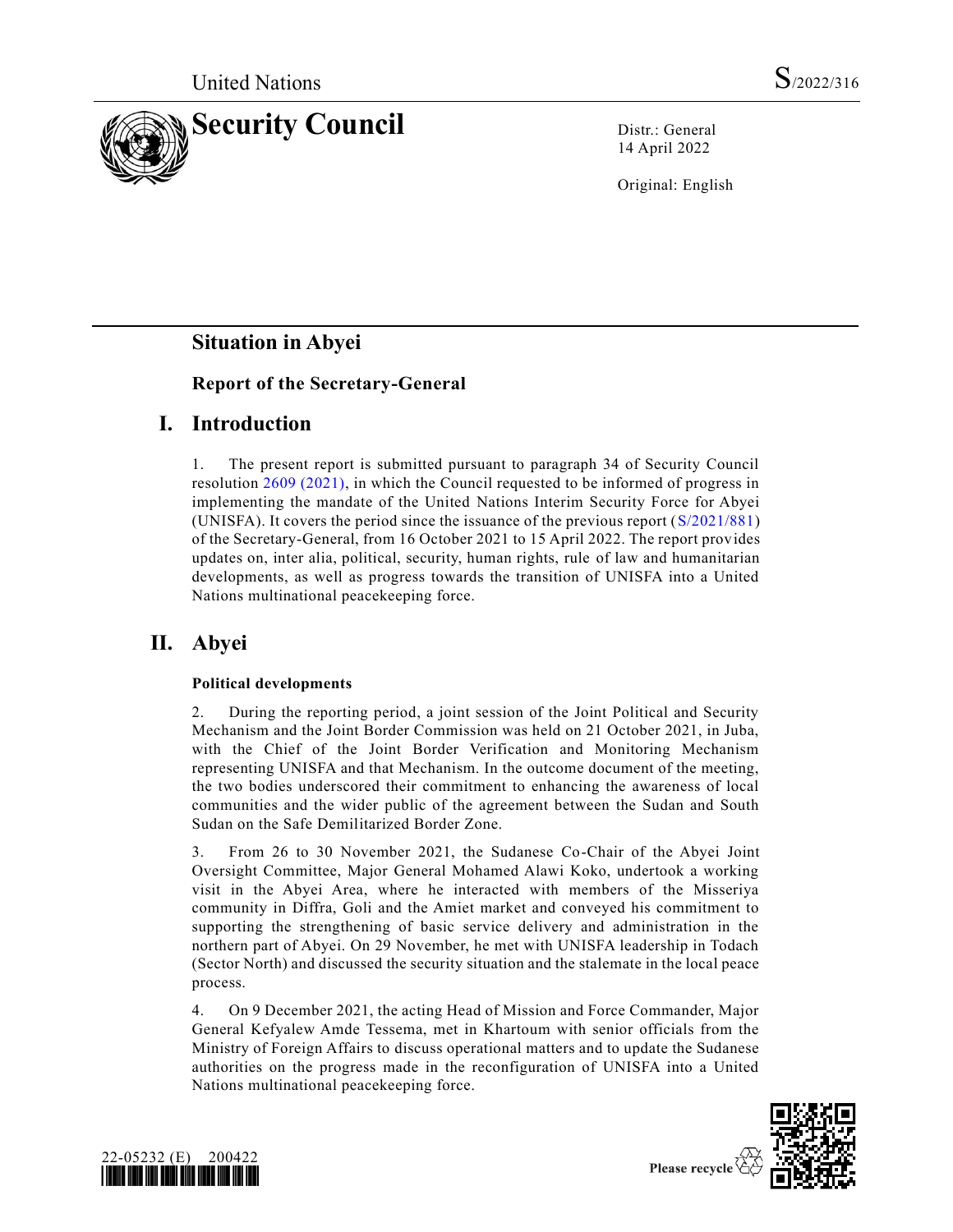United Nations

S/2022/316

# Security Council

Distr.: General
14 April 2022

Original: English

## Situation in Abyei

### Report of the Secretary-General

## I. Introduction

1. The present report is submitted pursuant to paragraph 34 of Security Council resolution 2609 (2021), in which the Council requested to be informed of progress in implementing the mandate of the United Nations Interim Security Force for Abyei (UNISFA). It covers the period since the issuance of the previous report (S/2021/881) of the Secretary-General, from 16 October 2021 to 15 April 2022. The report provides updates on, inter alia, political, security, human rights, rule of law and humanitarian developments, as well as progress towards the transition of UNISFA into a United Nations multinational peacekeeping force.

## II. Abyei

**Political developments**

2. During the reporting period, a joint session of the Joint Political and Security Mechanism and the Joint Border Commission was held on 21 October 2021, in Juba, with the Chief of the Joint Border Verification and Monitoring Mechanism representing UNISFA and that Mechanism. In the outcome document of the meeting, the two bodies underscored their commitment to enhancing the awareness of local communities and the wider public of the agreement between the Sudan and South Sudan on the Safe Demilitarized Border Zone.

3. From 26 to 30 November 2021, the Sudanese Co-Chair of the Abyei Joint Oversight Committee, Major General Mohamed Alawi Koko, undertook a working visit in the Abyei Area, where he interacted with members of the Misseriya community in Diffra, Goli and the Amiet market and conveyed his commitment to supporting the strengthening of basic service delivery and administration in the northern part of Abyei. On 29 November, he met with UNISFA leadership in Todach (Sector North) and discussed the security situation and the stalemate in the local peace process.

4. On 9 December 2021, the acting Head of Mission and Force Commander, Major General Kefyalew Amde Tessema, met in Khartoum with senior officials from the Ministry of Foreign Affairs to discuss operational matters and to update the Sudanese authorities on the progress made in the reconfiguration of UNISFA into a United Nations multinational peacekeeping force.

22-05232 (E) 200422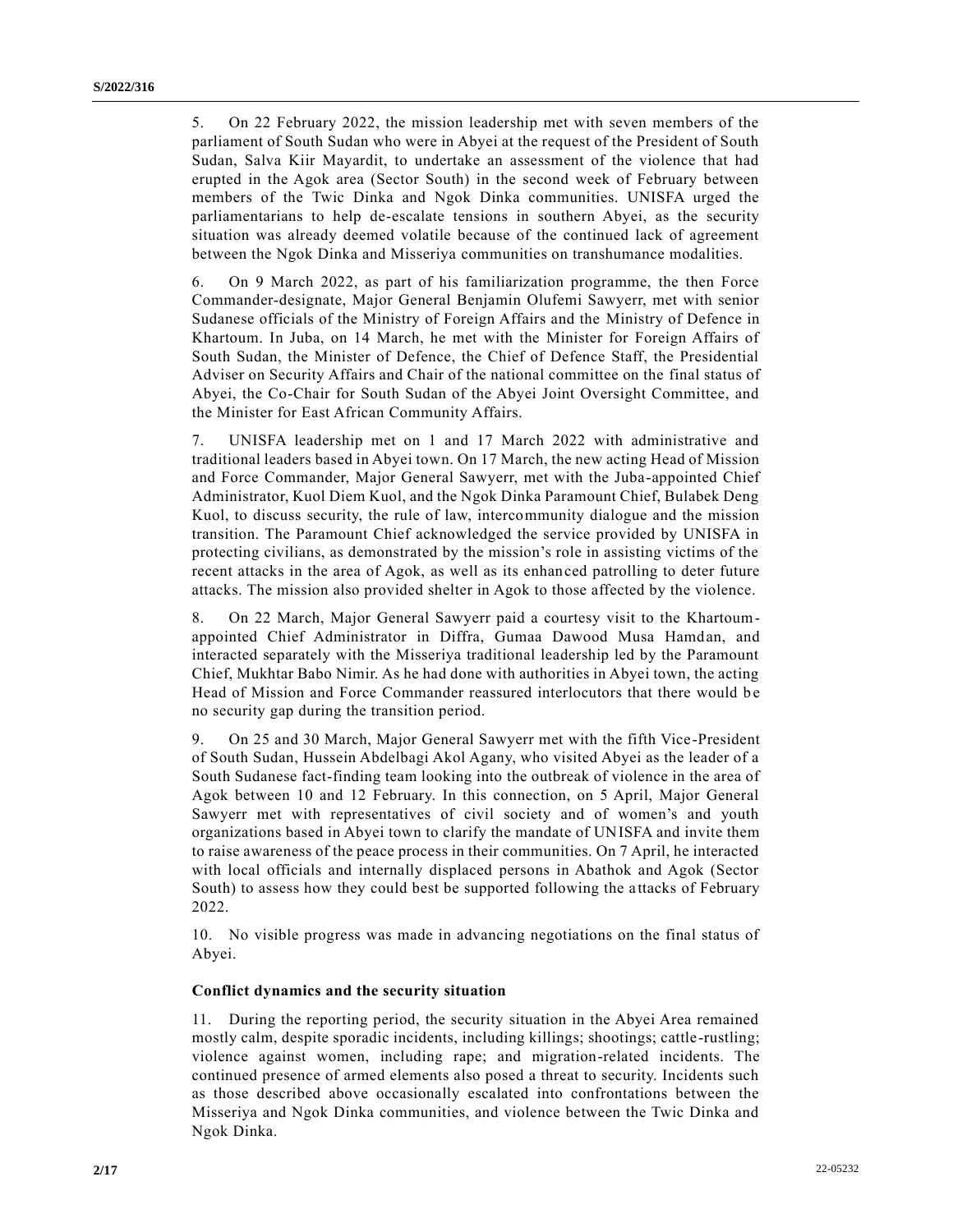5. On 22 February 2022, the mission leadership met with seven members of the parliament of South Sudan who were in Abyei at the request of the President of South Sudan, Salva Kiir Mayardit, to undertake an assessment of the violence that had erupted in the Agok area (Sector South) in the second week of February between members of the Twic Dinka and Ngok Dinka communities. UNISFA urged the parliamentarians to help de-escalate tensions in southern Abyei, as the security situation was already deemed volatile because of the continued lack of agreement between the Ngok Dinka and Misseriya communities on transhumance modalities.

6. On 9 March 2022, as part of his familiarization programme, the then Force Commander-designate, Major General Benjamin Olufemi Sawyerr, met with senior Sudanese officials of the Ministry of Foreign Affairs and the Ministry of Defence in Khartoum. In Juba, on 14 March, he met with the Minister for Foreign Affairs of South Sudan, the Minister of Defence, the Chief of Defence Staff, the Presidential Adviser on Security Affairs and Chair of the national committee on the final status of Abyei, the Co-Chair for South Sudan of the Abyei Joint Oversight Committee, and the Minister for East African Community Affairs.

7. UNISFA leadership met on 1 and 17 March 2022 with administrative and traditional leaders based in Abyei town. On 17 March, the new acting Head of Mission and Force Commander, Major General Sawyerr, met with the Juba-appointed Chief Administrator, Kuol Diem Kuol, and the Ngok Dinka Paramount Chief, Bulabek Deng Kuol, to discuss security, the rule of law, intercommunity dialogue and the mission transition. The Paramount Chief acknowledged the service provided by UNISFA in protecting civilians, as demonstrated by the mission's role in assisting victims of the recent attacks in the area of Agok, as well as its enhanced patrolling to deter future attacks. The mission also provided shelter in Agok to those affected by the violence.

8. On 22 March, Major General Sawyerr paid a courtesy visit to the Khartoum-appointed Chief Administrator in Diffra, Gumaa Dawood Musa Hamdan, and interacted separately with the Misseriya traditional leadership led by the Paramount Chief, Mukhtar Babo Nimir. As he had done with authorities in Abyei town, the acting Head of Mission and Force Commander reassured interlocutors that there would be no security gap during the transition period.

9. On 25 and 30 March, Major General Sawyerr met with the fifth Vice-President of South Sudan, Hussein Abdelbagi Akol Agany, who visited Abyei as the leader of a South Sudanese fact-finding team looking into the outbreak of violence in the area of Agok between 10 and 12 February. In this connection, on 5 April, Major General Sawyerr met with representatives of civil society and of women's and youth organizations based in Abyei town to clarify the mandate of UNISFA and invite them to raise awareness of the peace process in their communities. On 7 April, he interacted with local officials and internally displaced persons in Abathok and Agok (Sector South) to assess how they could best be supported following the attacks of February 2022.

10. No visible progress was made in advancing negotiations on the final status of Abyei.

### Conflict dynamics and the security situation

11. During the reporting period, the security situation in the Abyei Area remained mostly calm, despite sporadic incidents, including killings; shootings; cattle-rustling; violence against women, including rape; and migration-related incidents. The continued presence of armed elements also posed a threat to security. Incidents such as those described above occasionally escalated into confrontations between the Misseriya and Ngok Dinka communities, and violence between the Twic Dinka and Ngok Dinka.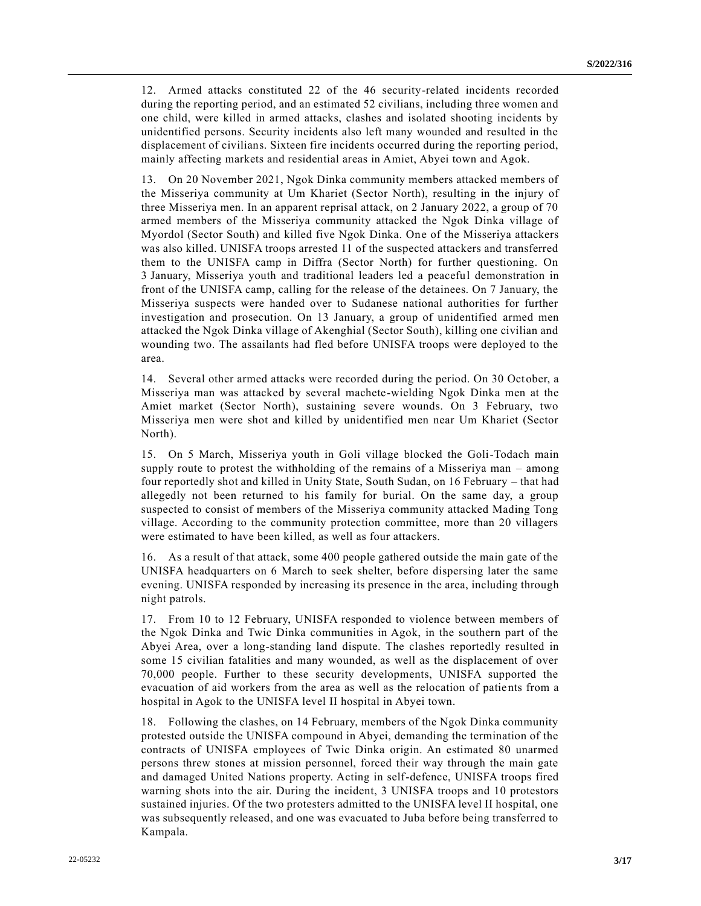12. Armed attacks constituted 22 of the 46 security-related incidents recorded during the reporting period, and an estimated 52 civilians, including three women and one child, were killed in armed attacks, clashes and isolated shooting incidents by unidentified persons. Security incidents also left many wounded and resulted in the displacement of civilians. Sixteen fire incidents occurred during the reporting period, mainly affecting markets and residential areas in Amiet, Abyei town and Agok.

13. On 20 November 2021, Ngok Dinka community members attacked members of the Misseriya community at Um Khariet (Sector North), resulting in the injury of three Misseriya men. In an apparent reprisal attack, on 2 January 2022, a group of 70 armed members of the Misseriya community attacked the Ngok Dinka village of Myordol (Sector South) and killed five Ngok Dinka. One of the Misseriya attackers was also killed. UNISFA troops arrested 11 of the suspected attackers and transferred them to the UNISFA camp in Diffra (Sector North) for further questioning. On 3 January, Misseriya youth and traditional leaders led a peaceful demonstration in front of the UNISFA camp, calling for the release of the detainees. On 7 January, the Misseriya suspects were handed over to Sudanese national authorities for further investigation and prosecution. On 13 January, a group of unidentified armed men attacked the Ngok Dinka village of Akenghial (Sector South), killing one civilian and wounding two. The assailants had fled before UNISFA troops were deployed to the area.

14. Several other armed attacks were recorded during the period. On 30 October, a Misseriya man was attacked by several machete-wielding Ngok Dinka men at the Amiet market (Sector North), sustaining severe wounds. On 3 February, two Misseriya men were shot and killed by unidentified men near Um Khariet (Sector North).

15. On 5 March, Misseriya youth in Goli village blocked the Goli-Todach main supply route to protest the withholding of the remains of a Misseriya man – among four reportedly shot and killed in Unity State, South Sudan, on 16 February – that had allegedly not been returned to his family for burial. On the same day, a group suspected to consist of members of the Misseriya community attacked Mading Tong village. According to the community protection committee, more than 20 villagers were estimated to have been killed, as well as four attackers.

16. As a result of that attack, some 400 people gathered outside the main gate of the UNISFA headquarters on 6 March to seek shelter, before dispersing later the same evening. UNISFA responded by increasing its presence in the area, including through night patrols.

17. From 10 to 12 February, UNISFA responded to violence between members of the Ngok Dinka and Twic Dinka communities in Agok, in the southern part of the Abyei Area, over a long-standing land dispute. The clashes reportedly resulted in some 15 civilian fatalities and many wounded, as well as the displacement of over 70,000 people. Further to these security developments, UNISFA supported the evacuation of aid workers from the area as well as the relocation of patients from a hospital in Agok to the UNISFA level II hospital in Abyei town.

18. Following the clashes, on 14 February, members of the Ngok Dinka community protested outside the UNISFA compound in Abyei, demanding the termination of the contracts of UNISFA employees of Twic Dinka origin. An estimated 80 unarmed persons threw stones at mission personnel, forced their way through the main gate and damaged United Nations property. Acting in self-defence, UNISFA troops fired warning shots into the air. During the incident, 3 UNISFA troops and 10 protestors sustained injuries. Of the two protesters admitted to the UNISFA level II hospital, one was subsequently released, and one was evacuated to Juba before being transferred to Kampala.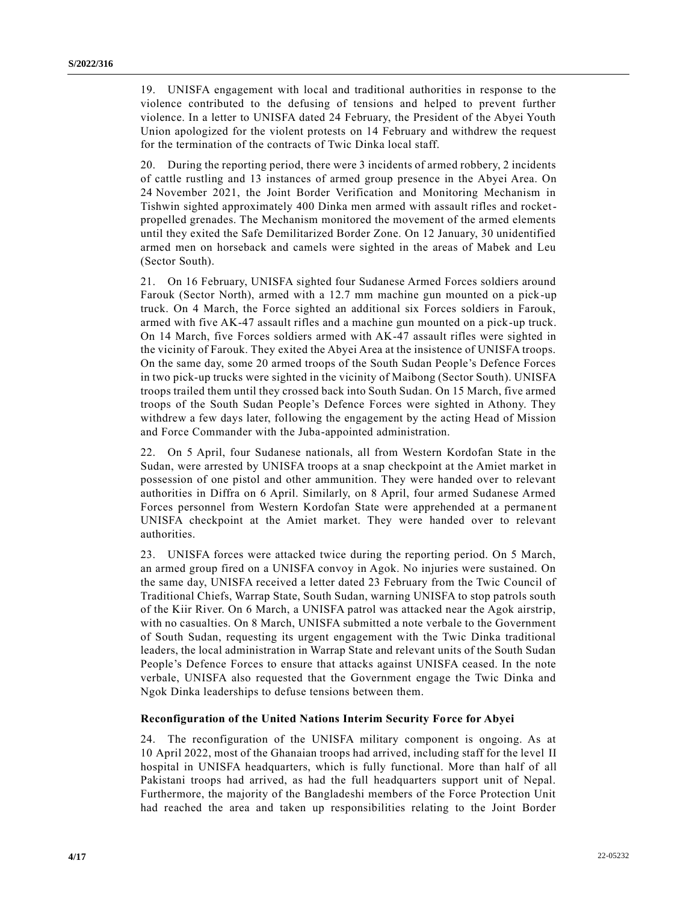19. UNISFA engagement with local and traditional authorities in response to the violence contributed to the defusing of tensions and helped to prevent further violence. In a letter to UNISFA dated 24 February, the President of the Abyei Youth Union apologized for the violent protests on 14 February and withdrew the request for the termination of the contracts of Twic Dinka local staff.

20. During the reporting period, there were 3 incidents of armed robbery, 2 incidents of cattle rustling and 13 instances of armed group presence in the Abyei Area. On 24 November 2021, the Joint Border Verification and Monitoring Mechanism in Tishwin sighted approximately 400 Dinka men armed with assault rifles and rocket-propelled grenades. The Mechanism monitored the movement of the armed elements until they exited the Safe Demilitarized Border Zone. On 12 January, 30 unidentified armed men on horseback and camels were sighted in the areas of Mabek and Leu (Sector South).

21. On 16 February, UNISFA sighted four Sudanese Armed Forces soldiers around Farouk (Sector North), armed with a 12.7 mm machine gun mounted on a pick-up truck. On 4 March, the Force sighted an additional six Forces soldiers in Farouk, armed with five AK-47 assault rifles and a machine gun mounted on a pick-up truck. On 14 March, five Forces soldiers armed with AK-47 assault rifles were sighted in the vicinity of Farouk. They exited the Abyei Area at the insistence of UNISFA troops. On the same day, some 20 armed troops of the South Sudan People's Defence Forces in two pick-up trucks were sighted in the vicinity of Maibong (Sector South). UNISFA troops trailed them until they crossed back into South Sudan. On 15 March, five armed troops of the South Sudan People's Defence Forces were sighted in Athony. They withdrew a few days later, following the engagement by the acting Head of Mission and Force Commander with the Juba-appointed administration.

22. On 5 April, four Sudanese nationals, all from Western Kordofan State in the Sudan, were arrested by UNISFA troops at a snap checkpoint at the Amiet market in possession of one pistol and other ammunition. They were handed over to relevant authorities in Diffra on 6 April. Similarly, on 8 April, four armed Sudanese Armed Forces personnel from Western Kordofan State were apprehended at a permanent UNISFA checkpoint at the Amiet market. They were handed over to relevant authorities.

23. UNISFA forces were attacked twice during the reporting period. On 5 March, an armed group fired on a UNISFA convoy in Agok. No injuries were sustained. On the same day, UNISFA received a letter dated 23 February from the Twic Council of Traditional Chiefs, Warrap State, South Sudan, warning UNISFA to stop patrols south of the Kiir River. On 6 March, a UNISFA patrol was attacked near the Agok airstrip, with no casualties. On 8 March, UNISFA submitted a note verbale to the Government of South Sudan, requesting its urgent engagement with the Twic Dinka traditional leaders, the local administration in Warrap State and relevant units of the South Sudan People's Defence Forces to ensure that attacks against UNISFA ceased. In the note verbale, UNISFA also requested that the Government engage the Twic Dinka and Ngok Dinka leaderships to defuse tensions between them.

### Reconfiguration of the United Nations Interim Security Force for Abyei

24. The reconfiguration of the UNISFA military component is ongoing. As at 10 April 2022, most of the Ghanaian troops had arrived, including staff for the level II hospital in UNISFA headquarters, which is fully functional. More than half of all Pakistani troops had arrived, as had the full headquarters support unit of Nepal. Furthermore, the majority of the Bangladeshi members of the Force Protection Unit had reached the area and taken up responsibilities relating to the Joint Border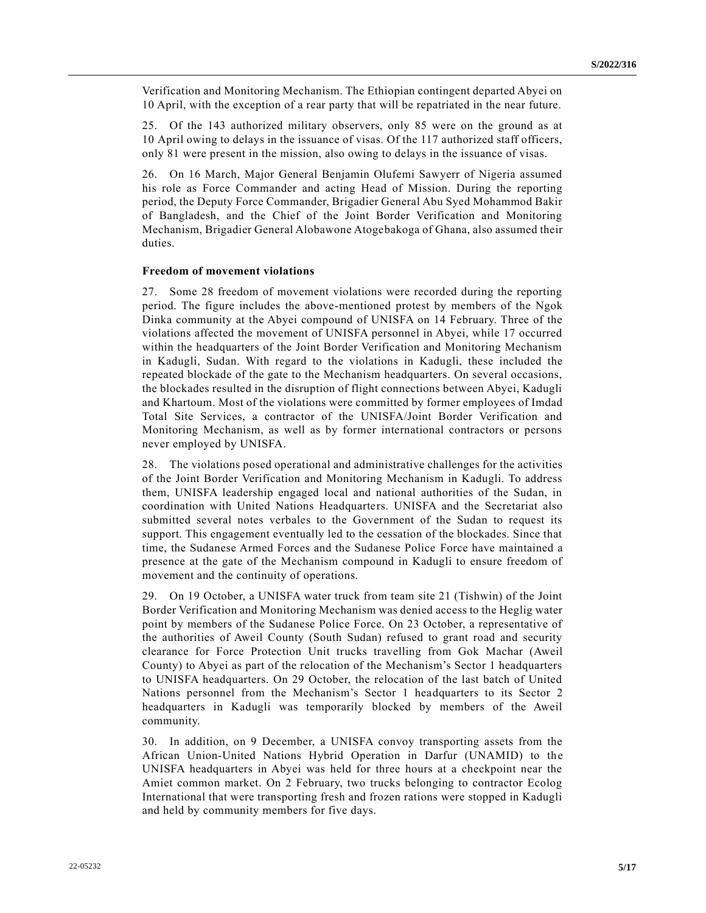Verification and Monitoring Mechanism. The Ethiopian contingent departed Abyei on 10 April, with the exception of a rear party that will be repatriated in the near future.

25. Of the 143 authorized military observers, only 85 were on the ground as at 10 April owing to delays in the issuance of visas. Of the 117 authorized staff officers, only 81 were present in the mission, also owing to delays in the issuance of visas.

26. On 16 March, Major General Benjamin Olufemi Sawyerr of Nigeria assumed his role as Force Commander and acting Head of Mission. During the reporting period, the Deputy Force Commander, Brigadier General Abu Syed Mohammod Bakir of Bangladesh, and the Chief of the Joint Border Verification and Monitoring Mechanism, Brigadier General Alobawone Atogebakoga of Ghana, also assumed their duties.

**Freedom of movement violations**

27. Some 28 freedom of movement violations were recorded during the reporting period. The figure includes the above-mentioned protest by members of the Ngok Dinka community at the Abyei compound of UNISFA on 14 February. Three of the violations affected the movement of UNISFA personnel in Abyei, while 17 occurred within the headquarters of the Joint Border Verification and Monitoring Mechanism in Kadugli, Sudan. With regard to the violations in Kadugli, these included the repeated blockade of the gate to the Mechanism headquarters. On several occasions, the blockades resulted in the disruption of flight connections between Abyei, Kadugli and Khartoum. Most of the violations were committed by former employees of Imdad Total Site Services, a contractor of the UNISFA/Joint Border Verification and Monitoring Mechanism, as well as by former international contractors or persons never employed by UNISFA.

28. The violations posed operational and administrative challenges for the activities of the Joint Border Verification and Monitoring Mechanism in Kadugli. To address them, UNISFA leadership engaged local and national authorities of the Sudan, in coordination with United Nations Headquarters. UNISFA and the Secretariat also submitted several notes verbales to the Government of the Sudan to request its support. This engagement eventually led to the cessation of the blockades. Since that time, the Sudanese Armed Forces and the Sudanese Police Force have maintained a presence at the gate of the Mechanism compound in Kadugli to ensure freedom of movement and the continuity of operations.

29. On 19 October, a UNISFA water truck from team site 21 (Tishwin) of the Joint Border Verification and Monitoring Mechanism was denied access to the Heglig water point by members of the Sudanese Police Force. On 23 October, a representative of the authorities of Aweil County (South Sudan) refused to grant road and security clearance for Force Protection Unit trucks travelling from Gok Machar (Aweil County) to Abyei as part of the relocation of the Mechanism's Sector 1 headquarters to UNISFA headquarters. On 29 October, the relocation of the last batch of United Nations personnel from the Mechanism's Sector 1 headquarters to its Sector 2 headquarters in Kadugli was temporarily blocked by members of the Aweil community.

30. In addition, on 9 December, a UNISFA convoy transporting assets from the African Union-United Nations Hybrid Operation in Darfur (UNAMID) to the UNISFA headquarters in Abyei was held for three hours at a checkpoint near the Amiet common market. On 2 February, two trucks belonging to contractor Ecolog International that were transporting fresh and frozen rations were stopped in Kadugli and held by community members for five days.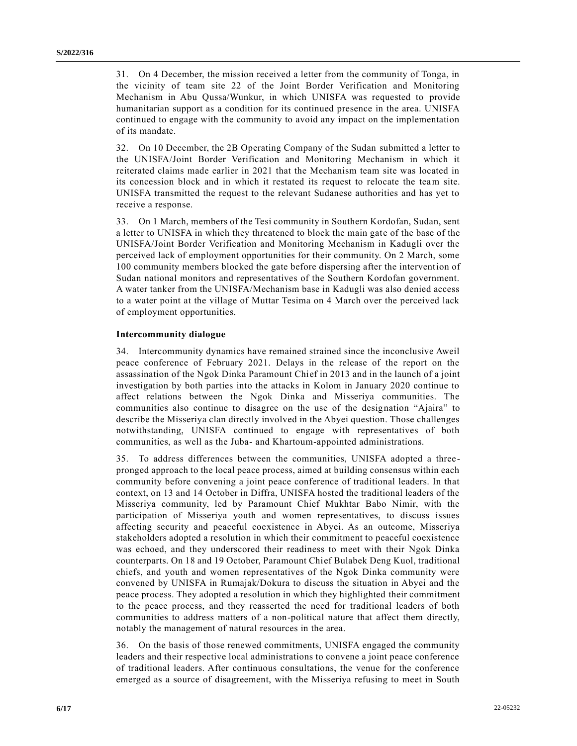31. On 4 December, the mission received a letter from the community of Tonga, in the vicinity of team site 22 of the Joint Border Verification and Monitoring Mechanism in Abu Qussa/Wunkur, in which UNISFA was requested to provide humanitarian support as a condition for its continued presence in the area. UNISFA continued to engage with the community to avoid any impact on the implementation of its mandate.

32. On 10 December, the 2B Operating Company of the Sudan submitted a letter to the UNISFA/Joint Border Verification and Monitoring Mechanism in which it reiterated claims made earlier in 2021 that the Mechanism team site was located in its concession block and in which it restated its request to relocate the team site. UNISFA transmitted the request to the relevant Sudanese authorities and has yet to receive a response.

33. On 1 March, members of the Tesi community in Southern Kordofan, Sudan, sent a letter to UNISFA in which they threatened to block the main gate of the base of the UNISFA/Joint Border Verification and Monitoring Mechanism in Kadugli over the perceived lack of employment opportunities for their community. On 2 March, some 100 community members blocked the gate before dispersing after the intervention of Sudan national monitors and representatives of the Southern Kordofan government. A water tanker from the UNISFA/Mechanism base in Kadugli was also denied access to a water point at the village of Muttar Tesima on 4 March over the perceived lack of employment opportunities.

**Intercommunity dialogue**

34. Intercommunity dynamics have remained strained since the inconclusive Aweil peace conference of February 2021. Delays in the release of the report on the assassination of the Ngok Dinka Paramount Chief in 2013 and in the launch of a joint investigation by both parties into the attacks in Kolom in January 2020 continue to affect relations between the Ngok Dinka and Misseriya communities. The communities also continue to disagree on the use of the designation "Ajaira" to describe the Misseriya clan directly involved in the Abyei question. Those challenges notwithstanding, UNISFA continued to engage with representatives of both communities, as well as the Juba- and Khartoum-appointed administrations.

35. To address differences between the communities, UNISFA adopted a three-pronged approach to the local peace process, aimed at building consensus within each community before convening a joint peace conference of traditional leaders. In that context, on 13 and 14 October in Diffra, UNISFA hosted the traditional leaders of the Misseriya community, led by Paramount Chief Mukhtar Babo Nimir, with the participation of Misseriya youth and women representatives, to discuss issues affecting security and peaceful coexistence in Abyei. As an outcome, Misseriya stakeholders adopted a resolution in which their commitment to peaceful coexistence was echoed, and they underscored their readiness to meet with their Ngok Dinka counterparts. On 18 and 19 October, Paramount Chief Bulabek Deng Kuol, traditional chiefs, and youth and women representatives of the Ngok Dinka community were convened by UNISFA in Rumajak/Dokura to discuss the situation in Abyei and the peace process. They adopted a resolution in which they highlighted their commitment to the peace process, and they reasserted the need for traditional leaders of both communities to address matters of a non-political nature that affect them directly, notably the management of natural resources in the area.

36. On the basis of those renewed commitments, UNISFA engaged the community leaders and their respective local administrations to convene a joint peace conference of traditional leaders. After continuous consultations, the venue for the conference emerged as a source of disagreement, with the Misseriya refusing to meet in South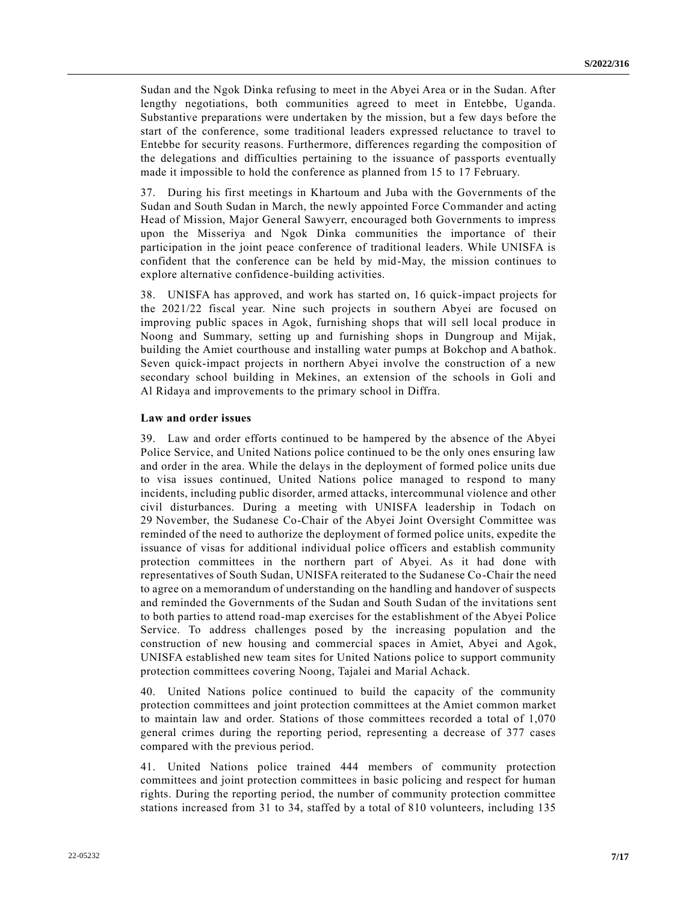Sudan and the Ngok Dinka refusing to meet in the Abyei Area or in the Sudan. After lengthy negotiations, both communities agreed to meet in Entebbe, Uganda. Substantive preparations were undertaken by the mission, but a few days before the start of the conference, some traditional leaders expressed reluctance to travel to Entebbe for security reasons. Furthermore, differences regarding the composition of the delegations and difficulties pertaining to the issuance of passports eventually made it impossible to hold the conference as planned from 15 to 17 February.

37. During his first meetings in Khartoum and Juba with the Governments of the Sudan and South Sudan in March, the newly appointed Force Commander and acting Head of Mission, Major General Sawyerr, encouraged both Governments to impress upon the Misseriya and Ngok Dinka communities the importance of their participation in the joint peace conference of traditional leaders. While UNISFA is confident that the conference can be held by mid-May, the mission continues to explore alternative confidence-building activities.

38. UNISFA has approved, and work has started on, 16 quick-impact projects for the 2021/22 fiscal year. Nine such projects in southern Abyei are focused on improving public spaces in Agok, furnishing shops that will sell local produce in Noong and Summary, setting up and furnishing shops in Dungroup and Mijak, building the Amiet courthouse and installing water pumps at Bokchop and Abathok. Seven quick-impact projects in northern Abyei involve the construction of a new secondary school building in Mekines, an extension of the schools in Goli and Al Ridaya and improvements to the primary school in Diffra.

**Law and order issues**

39. Law and order efforts continued to be hampered by the absence of the Abyei Police Service, and United Nations police continued to be the only ones ensuring law and order in the area. While the delays in the deployment of formed police units due to visa issues continued, United Nations police managed to respond to many incidents, including public disorder, armed attacks, intercommunal violence and other civil disturbances. During a meeting with UNISFA leadership in Todach on 29 November, the Sudanese Co-Chair of the Abyei Joint Oversight Committee was reminded of the need to authorize the deployment of formed police units, expedite the issuance of visas for additional individual police officers and establish community protection committees in the northern part of Abyei. As it had done with representatives of South Sudan, UNISFA reiterated to the Sudanese Co-Chair the need to agree on a memorandum of understanding on the handling and handover of suspects and reminded the Governments of the Sudan and South Sudan of the invitations sent to both parties to attend road-map exercises for the establishment of the Abyei Police Service. To address challenges posed by the increasing population and the construction of new housing and commercial spaces in Amiet, Abyei and Agok, UNISFA established new team sites for United Nations police to support community protection committees covering Noong, Tajalei and Marial Achack.

40. United Nations police continued to build the capacity of the community protection committees and joint protection committees at the Amiet common market to maintain law and order. Stations of those committees recorded a total of 1,070 general crimes during the reporting period, representing a decrease of 377 cases compared with the previous period.

41. United Nations police trained 444 members of community protection committees and joint protection committees in basic policing and respect for human rights. During the reporting period, the number of community protection committee stations increased from 31 to 34, staffed by a total of 810 volunteers, including 135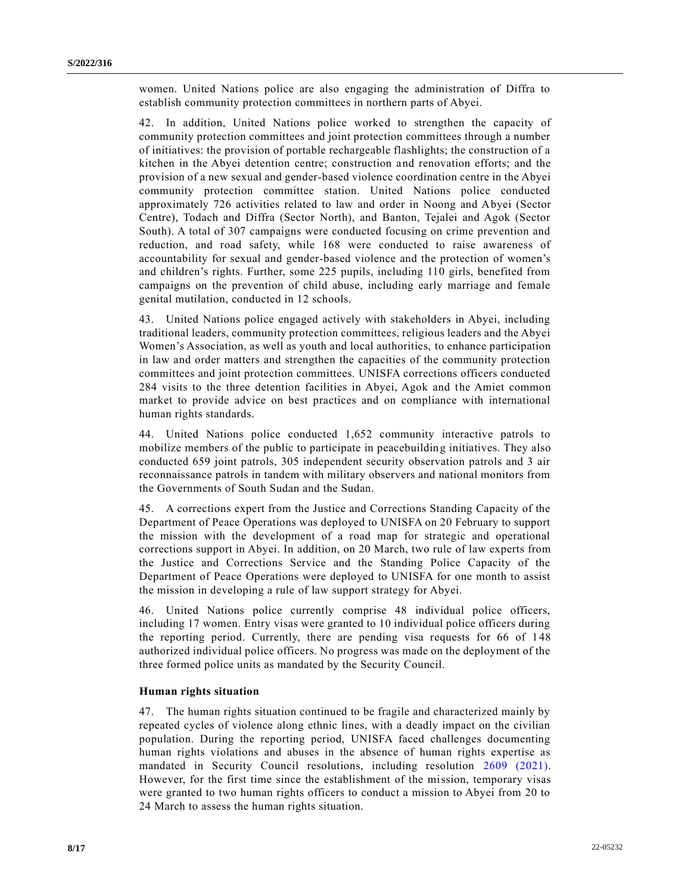women. United Nations police are also engaging the administration of Diffra to establish community protection committees in northern parts of Abyei.

42. In addition, United Nations police worked to strengthen the capacity of community protection committees and joint protection committees through a number of initiatives: the provision of portable rechargeable flashlights; the construction of a kitchen in the Abyei detention centre; construction and renovation efforts; and the provision of a new sexual and gender-based violence coordination centre in the Abyei community protection committee station. United Nations police conducted approximately 726 activities related to law and order in Noong and Abyei (Sector Centre), Todach and Diffra (Sector North), and Banton, Tejalei and Agok (Sector South). A total of 307 campaigns were conducted focusing on crime prevention and reduction, and road safety, while 168 were conducted to raise awareness of accountability for sexual and gender-based violence and the protection of women's and children's rights. Further, some 225 pupils, including 110 girls, benefited from campaigns on the prevention of child abuse, including early marriage and female genital mutilation, conducted in 12 schools.

43. United Nations police engaged actively with stakeholders in Abyei, including traditional leaders, community protection committees, religious leaders and the Abyei Women's Association, as well as youth and local authorities, to enhance participation in law and order matters and strengthen the capacities of the community protection committees and joint protection committees. UNISFA corrections officers conducted 284 visits to the three detention facilities in Abyei, Agok and the Amiet common market to provide advice on best practices and on compliance with international human rights standards.

44. United Nations police conducted 1,652 community interactive patrols to mobilize members of the public to participate in peacebuilding initiatives. They also conducted 659 joint patrols, 305 independent security observation patrols and 3 air reconnaissance patrols in tandem with military observers and national monitors from the Governments of South Sudan and the Sudan.

45. A corrections expert from the Justice and Corrections Standing Capacity of the Department of Peace Operations was deployed to UNISFA on 20 February to support the mission with the development of a road map for strategic and operational corrections support in Abyei. In addition, on 20 March, two rule of law experts from the Justice and Corrections Service and the Standing Police Capacity of the Department of Peace Operations were deployed to UNISFA for one month to assist the mission in developing a rule of law support strategy for Abyei.

46. United Nations police currently comprise 48 individual police officers, including 17 women. Entry visas were granted to 10 individual police officers during the reporting period. Currently, there are pending visa requests for 66 of 148 authorized individual police officers. No progress was made on the deployment of the three formed police units as mandated by the Security Council.

### Human rights situation

47. The human rights situation continued to be fragile and characterized mainly by repeated cycles of violence along ethnic lines, with a deadly impact on the civilian population. During the reporting period, UNISFA faced challenges documenting human rights violations and abuses in the absence of human rights expertise as mandated in Security Council resolutions, including resolution 2609 (2021). However, for the first time since the establishment of the mission, temporary visas were granted to two human rights officers to conduct a mission to Abyei from 20 to 24 March to assess the human rights situation.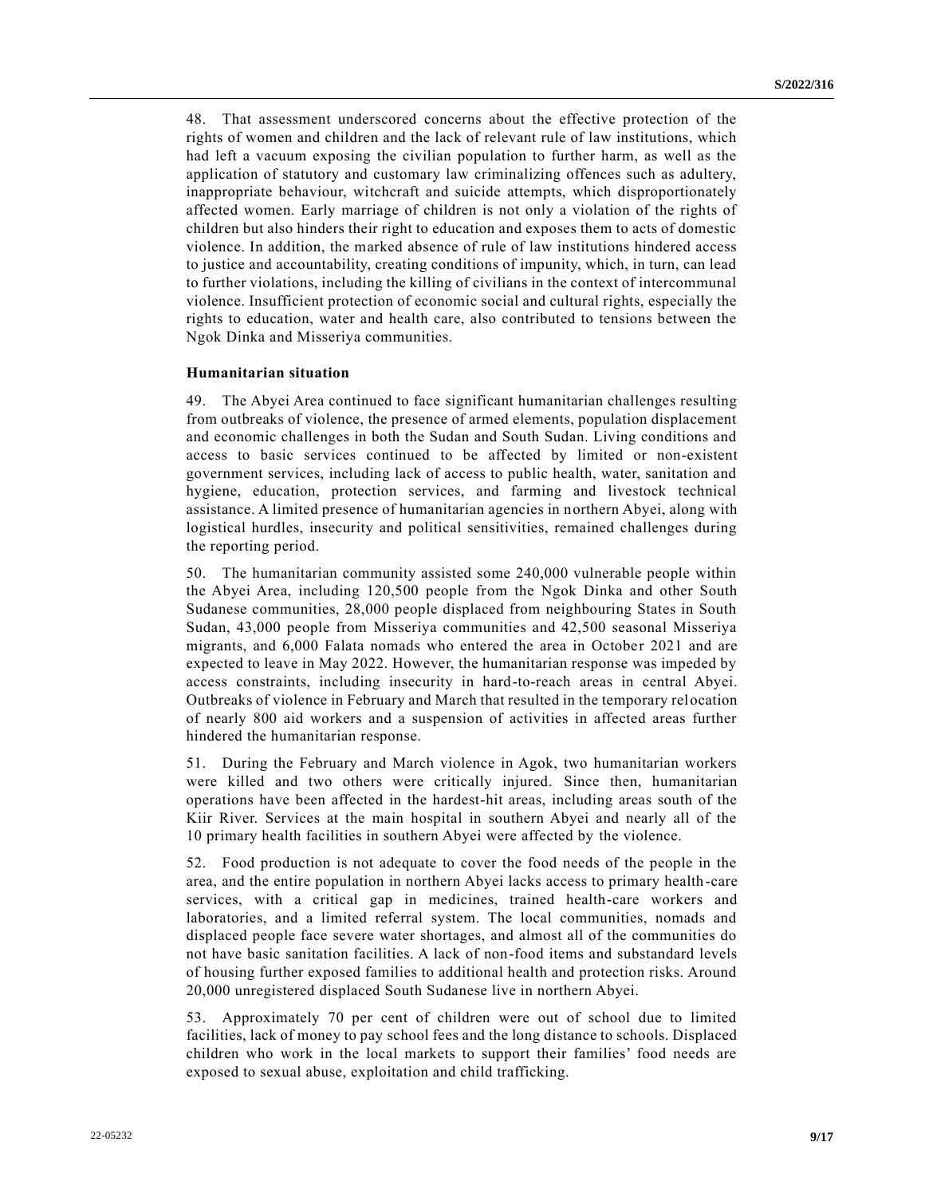48. That assessment underscored concerns about the effective protection of the rights of women and children and the lack of relevant rule of law institutions, which had left a vacuum exposing the civilian population to further harm, as well as the application of statutory and customary law criminalizing offences such as adultery, inappropriate behaviour, witchcraft and suicide attempts, which disproportionately affected women. Early marriage of children is not only a violation of the rights of children but also hinders their right to education and exposes them to acts of domestic violence. In addition, the marked absence of rule of law institutions hindered access to justice and accountability, creating conditions of impunity, which, in turn, can lead to further violations, including the killing of civilians in the context of intercommunal violence. Insufficient protection of economic social and cultural rights, especially the rights to education, water and health care, also contributed to tensions between the Ngok Dinka and Misseriya communities.

**Humanitarian situation**

49. The Abyei Area continued to face significant humanitarian challenges resulting from outbreaks of violence, the presence of armed elements, population displacement and economic challenges in both the Sudan and South Sudan. Living conditions and access to basic services continued to be affected by limited or non-existent government services, including lack of access to public health, water, sanitation and hygiene, education, protection services, and farming and livestock technical assistance. A limited presence of humanitarian agencies in northern Abyei, along with logistical hurdles, insecurity and political sensitivities, remained challenges during the reporting period.

50. The humanitarian community assisted some 240,000 vulnerable people within the Abyei Area, including 120,500 people from the Ngok Dinka and other South Sudanese communities, 28,000 people displaced from neighbouring States in South Sudan, 43,000 people from Misseriya communities and 42,500 seasonal Misseriya migrants, and 6,000 Falata nomads who entered the area in October 2021 and are expected to leave in May 2022. However, the humanitarian response was impeded by access constraints, including insecurity in hard-to-reach areas in central Abyei. Outbreaks of violence in February and March that resulted in the temporary relocation of nearly 800 aid workers and a suspension of activities in affected areas further hindered the humanitarian response.

51. During the February and March violence in Agok, two humanitarian workers were killed and two others were critically injured. Since then, humanitarian operations have been affected in the hardest-hit areas, including areas south of the Kiir River. Services at the main hospital in southern Abyei and nearly all of the 10 primary health facilities in southern Abyei were affected by the violence.

52. Food production is not adequate to cover the food needs of the people in the area, and the entire population in northern Abyei lacks access to primary health-care services, with a critical gap in medicines, trained health-care workers and laboratories, and a limited referral system. The local communities, nomads and displaced people face severe water shortages, and almost all of the communities do not have basic sanitation facilities. A lack of non-food items and substandard levels of housing further exposed families to additional health and protection risks. Around 20,000 unregistered displaced South Sudanese live in northern Abyei.

53. Approximately 70 per cent of children were out of school due to limited facilities, lack of money to pay school fees and the long distance to schools. Displaced children who work in the local markets to support their families' food needs are exposed to sexual abuse, exploitation and child trafficking.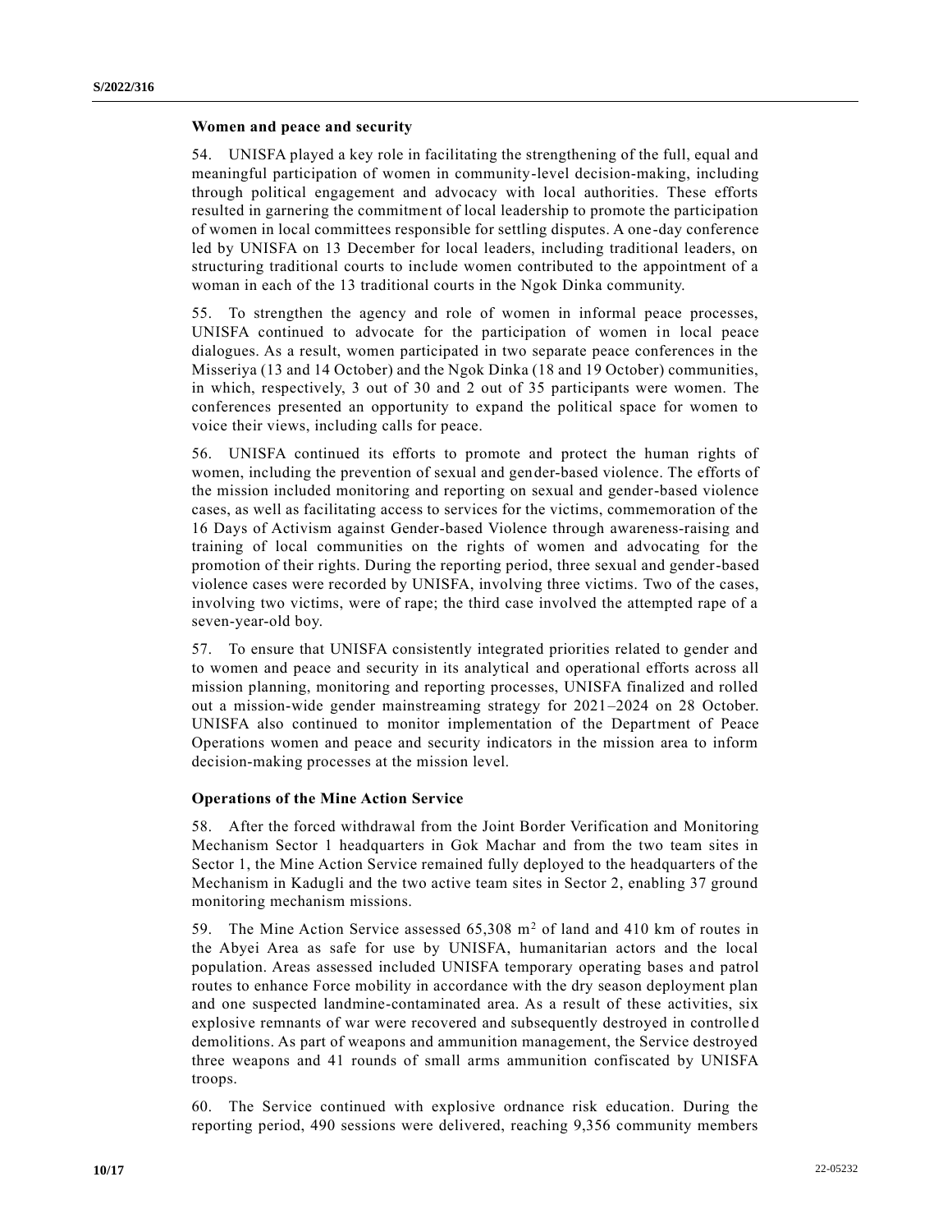### Women and peace and security

54. UNISFA played a key role in facilitating the strengthening of the full, equal and meaningful participation of women in community-level decision-making, including through political engagement and advocacy with local authorities. These efforts resulted in garnering the commitment of local leadership to promote the participation of women in local committees responsible for settling disputes. A one-day conference led by UNISFA on 13 December for local leaders, including traditional leaders, on structuring traditional courts to include women contributed to the appointment of a woman in each of the 13 traditional courts in the Ngok Dinka community.

55. To strengthen the agency and role of women in informal peace processes, UNISFA continued to advocate for the participation of women in local peace dialogues. As a result, women participated in two separate peace conferences in the Misseriya (13 and 14 October) and the Ngok Dinka (18 and 19 October) communities, in which, respectively, 3 out of 30 and 2 out of 35 participants were women. The conferences presented an opportunity to expand the political space for women to voice their views, including calls for peace.

56. UNISFA continued its efforts to promote and protect the human rights of women, including the prevention of sexual and gender-based violence. The efforts of the mission included monitoring and reporting on sexual and gender-based violence cases, as well as facilitating access to services for the victims, commemoration of the 16 Days of Activism against Gender-based Violence through awareness-raising and training of local communities on the rights of women and advocating for the promotion of their rights. During the reporting period, three sexual and gender-based violence cases were recorded by UNISFA, involving three victims. Two of the cases, involving two victims, were of rape; the third case involved the attempted rape of a seven-year-old boy.

57. To ensure that UNISFA consistently integrated priorities related to gender and to women and peace and security in its analytical and operational efforts across all mission planning, monitoring and reporting processes, UNISFA finalized and rolled out a mission-wide gender mainstreaming strategy for 2021–2024 on 28 October. UNISFA also continued to monitor implementation of the Department of Peace Operations women and peace and security indicators in the mission area to inform decision-making processes at the mission level.

### Operations of the Mine Action Service

58. After the forced withdrawal from the Joint Border Verification and Monitoring Mechanism Sector 1 headquarters in Gok Machar and from the two team sites in Sector 1, the Mine Action Service remained fully deployed to the headquarters of the Mechanism in Kadugli and the two active team sites in Sector 2, enabling 37 ground monitoring mechanism missions.

59. The Mine Action Service assessed 65,308 $m^2$ of land and 410 km of routes in the Abyei Area as safe for use by UNISFA, humanitarian actors and the local population. Areas assessed included UNISFA temporary operating bases and patrol routes to enhance Force mobility in accordance with the dry season deployment plan and one suspected landmine-contaminated area. As a result of these activities, six explosive remnants of war were recovered and subsequently destroyed in controlled demolitions. As part of weapons and ammunition management, the Service destroyed three weapons and 41 rounds of small arms ammunition confiscated by UNISFA troops.

60. The Service continued with explosive ordnance risk education. During the reporting period, 490 sessions were delivered, reaching 9,356 community members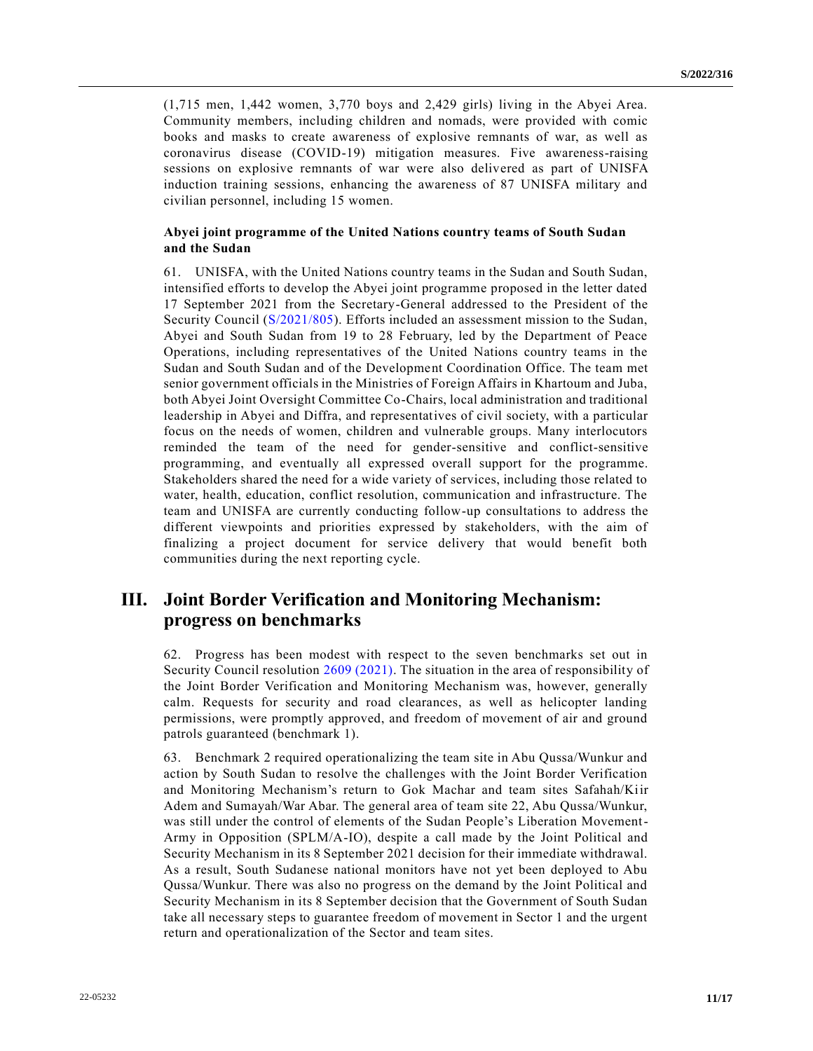(1,715 men, 1,442 women, 3,770 boys and 2,429 girls) living in the Abyei Area. Community members, including children and nomads, were provided with comic books and masks to create awareness of explosive remnants of war, as well as coronavirus disease (COVID-19) mitigation measures. Five awareness-raising sessions on explosive remnants of war were also delivered as part of UNISFA induction training sessions, enhancing the awareness of 87 UNISFA military and civilian personnel, including 15 women.

### Abyei joint programme of the United Nations country teams of South Sudan and the Sudan

61. UNISFA, with the United Nations country teams in the Sudan and South Sudan, intensified efforts to develop the Abyei joint programme proposed in the letter dated 17 September 2021 from the Secretary-General addressed to the President of the Security Council (S/2021/805). Efforts included an assessment mission to the Sudan, Abyei and South Sudan from 19 to 28 February, led by the Department of Peace Operations, including representatives of the United Nations country teams in the Sudan and South Sudan and of the Development Coordination Office. The team met senior government officials in the Ministries of Foreign Affairs in Khartoum and Juba, both Abyei Joint Oversight Committee Co-Chairs, local administration and traditional leadership in Abyei and Diffra, and representatives of civil society, with a particular focus on the needs of women, children and vulnerable groups. Many interlocutors reminded the team of the need for gender-sensitive and conflict-sensitive programming, and eventually all expressed overall support for the programme. Stakeholders shared the need for a wide variety of services, including those related to water, health, education, conflict resolution, communication and infrastructure. The team and UNISFA are currently conducting follow-up consultations to address the different viewpoints and priorities expressed by stakeholders, with the aim of finalizing a project document for service delivery that would benefit both communities during the next reporting cycle.

## III. Joint Border Verification and Monitoring Mechanism: progress on benchmarks

62. Progress has been modest with respect to the seven benchmarks set out in Security Council resolution 2609 (2021). The situation in the area of responsibility of the Joint Border Verification and Monitoring Mechanism was, however, generally calm. Requests for security and road clearances, as well as helicopter landing permissions, were promptly approved, and freedom of movement of air and ground patrols guaranteed (benchmark 1).

63. Benchmark 2 required operationalizing the team site in Abu Qussa/Wunkur and action by South Sudan to resolve the challenges with the Joint Border Verification and Monitoring Mechanism's return to Gok Machar and team sites Safahah/Kiir Adem and Sumayah/War Abar. The general area of team site 22, Abu Qussa/Wunkur, was still under the control of elements of the Sudan People's Liberation Movement-Army in Opposition (SPLM/A-IO), despite a call made by the Joint Political and Security Mechanism in its 8 September 2021 decision for their immediate withdrawal. As a result, South Sudanese national monitors have not yet been deployed to Abu Qussa/Wunkur. There was also no progress on the demand by the Joint Political and Security Mechanism in its 8 September decision that the Government of South Sudan take all necessary steps to guarantee freedom of movement in Sector 1 and the urgent return and operationalization of the Sector and team sites.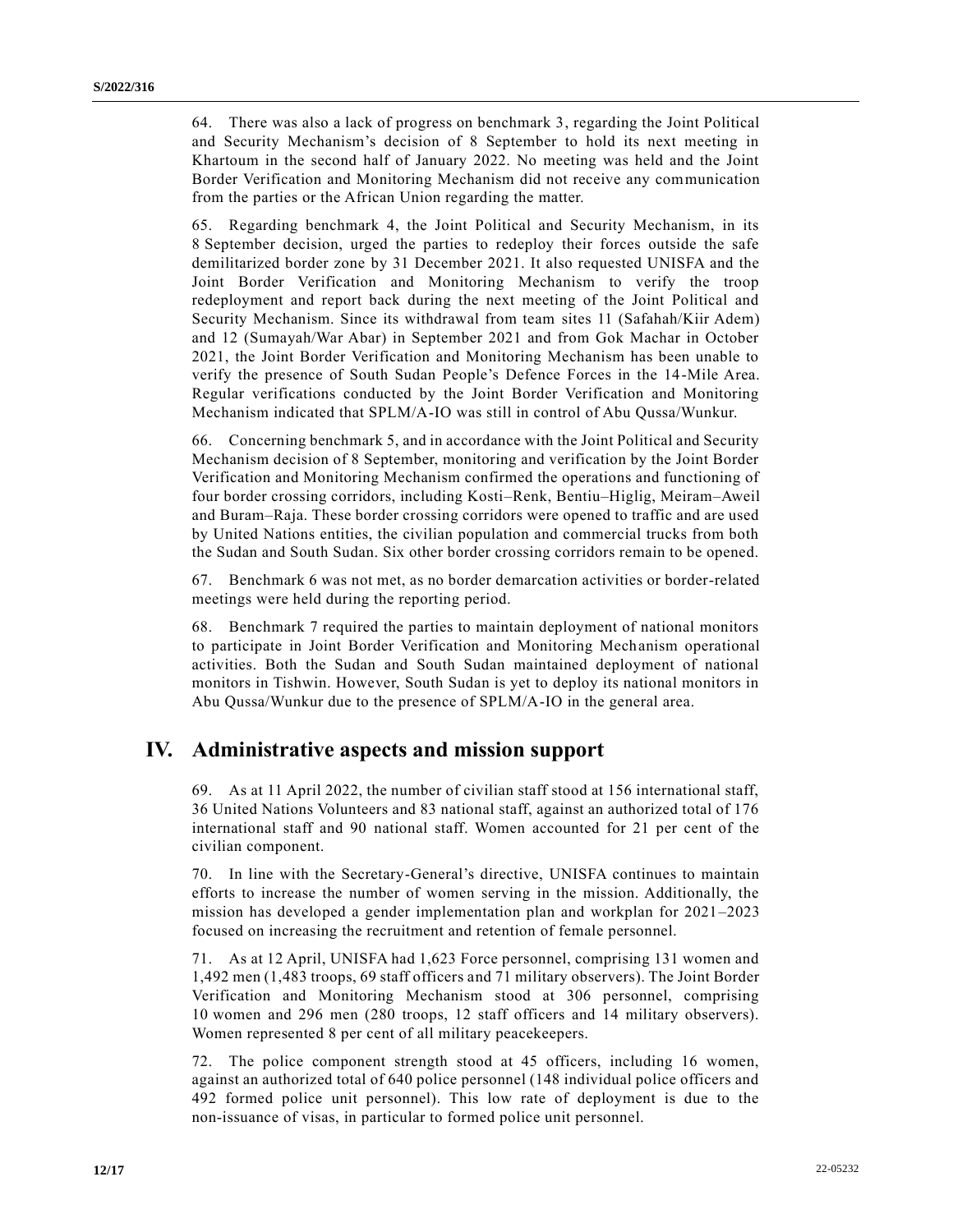64. There was also a lack of progress on benchmark 3, regarding the Joint Political and Security Mechanism's decision of 8 September to hold its next meeting in Khartoum in the second half of January 2022. No meeting was held and the Joint Border Verification and Monitoring Mechanism did not receive any communication from the parties or the African Union regarding the matter.

65. Regarding benchmark 4, the Joint Political and Security Mechanism, in its 8 September decision, urged the parties to redeploy their forces outside the safe demilitarized border zone by 31 December 2021. It also requested UNISFA and the Joint Border Verification and Monitoring Mechanism to verify the troop redeployment and report back during the next meeting of the Joint Political and Security Mechanism. Since its withdrawal from team sites 11 (Safahah/Kiir Adem) and 12 (Sumayah/War Abar) in September 2021 and from Gok Machar in October 2021, the Joint Border Verification and Monitoring Mechanism has been unable to verify the presence of South Sudan People's Defence Forces in the 14-Mile Area. Regular verifications conducted by the Joint Border Verification and Monitoring Mechanism indicated that SPLM/A-IO was still in control of Abu Qussa/Wunkur.

66. Concerning benchmark 5, and in accordance with the Joint Political and Security Mechanism decision of 8 September, monitoring and verification by the Joint Border Verification and Monitoring Mechanism confirmed the operations and functioning of four border crossing corridors, including Kosti–Renk, Bentiu–Higlig, Meiram–Aweil and Buram–Raja. These border crossing corridors were opened to traffic and are used by United Nations entities, the civilian population and commercial trucks from both the Sudan and South Sudan. Six other border crossing corridors remain to be opened.

67. Benchmark 6 was not met, as no border demarcation activities or border-related meetings were held during the reporting period.

68. Benchmark 7 required the parties to maintain deployment of national monitors to participate in Joint Border Verification and Monitoring Mechanism operational activities. Both the Sudan and South Sudan maintained deployment of national monitors in Tishwin. However, South Sudan is yet to deploy its national monitors in Abu Qussa/Wunkur due to the presence of SPLM/A-IO in the general area.

## IV. Administrative aspects and mission support

69. As at 11 April 2022, the number of civilian staff stood at 156 international staff, 36 United Nations Volunteers and 83 national staff, against an authorized total of 176 international staff and 90 national staff. Women accounted for 21 per cent of the civilian component.

70. In line with the Secretary-General's directive, UNISFA continues to maintain efforts to increase the number of women serving in the mission. Additionally, the mission has developed a gender implementation plan and workplan for 2021–2023 focused on increasing the recruitment and retention of female personnel.

71. As at 12 April, UNISFA had 1,623 Force personnel, comprising 131 women and 1,492 men (1,483 troops, 69 staff officers and 71 military observers). The Joint Border Verification and Monitoring Mechanism stood at 306 personnel, comprising 10 women and 296 men (280 troops, 12 staff officers and 14 military observers). Women represented 8 per cent of all military peacekeepers.

72. The police component strength stood at 45 officers, including 16 women, against an authorized total of 640 police personnel (148 individual police officers and 492 formed police unit personnel). This low rate of deployment is due to the non-issuance of visas, in particular to formed police unit personnel.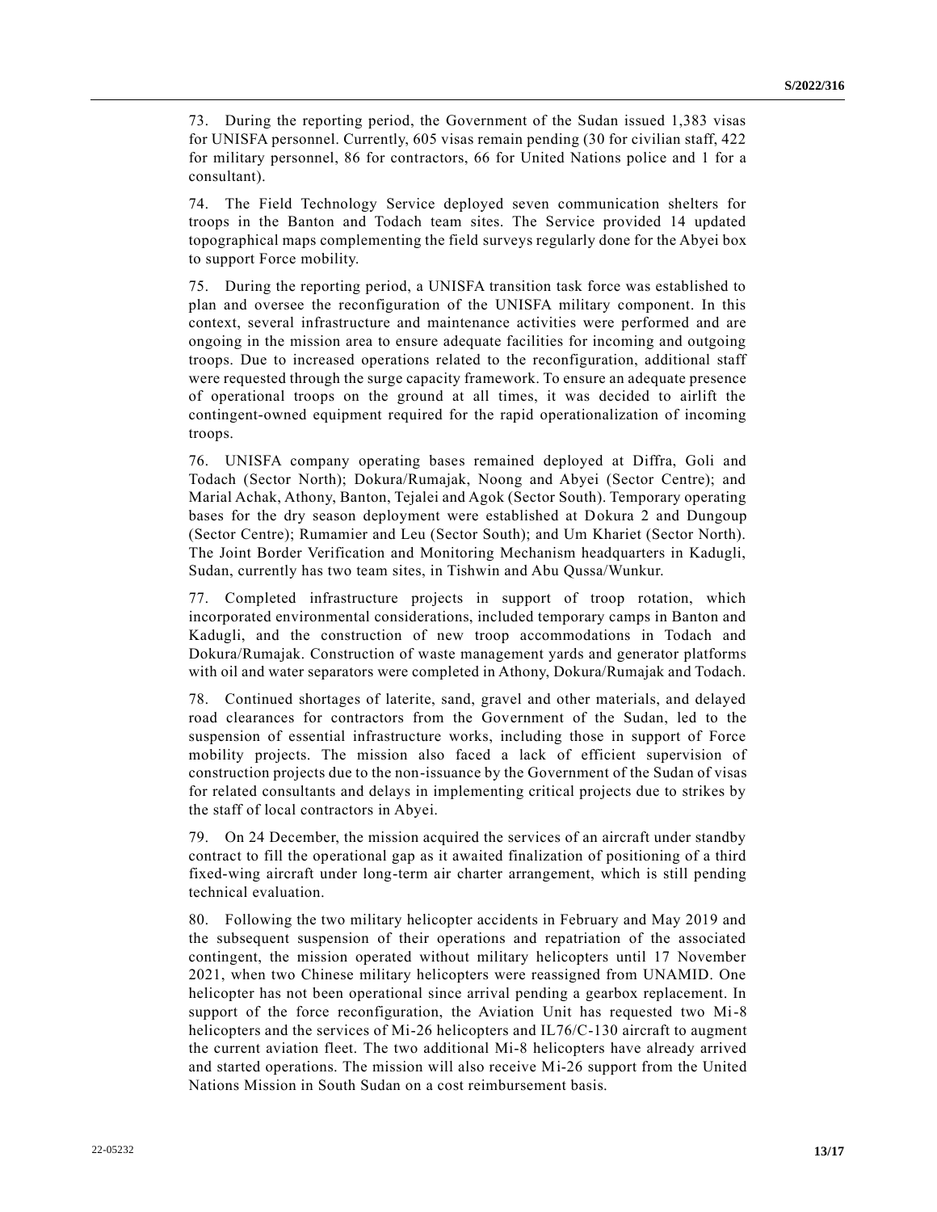73. During the reporting period, the Government of the Sudan issued 1,383 visas for UNISFA personnel. Currently, 605 visas remain pending (30 for civilian staff, 422 for military personnel, 86 for contractors, 66 for United Nations police and 1 for a consultant).

74. The Field Technology Service deployed seven communication shelters for troops in the Banton and Todach team sites. The Service provided 14 updated topographical maps complementing the field surveys regularly done for the Abyei box to support Force mobility.

75. During the reporting period, a UNISFA transition task force was established to plan and oversee the reconfiguration of the UNISFA military component. In this context, several infrastructure and maintenance activities were performed and are ongoing in the mission area to ensure adequate facilities for incoming and outgoing troops. Due to increased operations related to the reconfiguration, additional staff were requested through the surge capacity framework. To ensure an adequate presence of operational troops on the ground at all times, it was decided to airlift the contingent-owned equipment required for the rapid operationalization of incoming troops.

76. UNISFA company operating bases remained deployed at Diffra, Goli and Todach (Sector North); Dokura/Rumajak, Noong and Abyei (Sector Centre); and Marial Achak, Athony, Banton, Tejalei and Agok (Sector South). Temporary operating bases for the dry season deployment were established at Dokura 2 and Dungoup (Sector Centre); Rumamier and Leu (Sector South); and Um Khariet (Sector North). The Joint Border Verification and Monitoring Mechanism headquarters in Kadugli, Sudan, currently has two team sites, in Tishwin and Abu Qussa/Wunkur.

77. Completed infrastructure projects in support of troop rotation, which incorporated environmental considerations, included temporary camps in Banton and Kadugli, and the construction of new troop accommodations in Todach and Dokura/Rumajak. Construction of waste management yards and generator platforms with oil and water separators were completed in Athony, Dokura/Rumajak and Todach.

78. Continued shortages of laterite, sand, gravel and other materials, and delayed road clearances for contractors from the Government of the Sudan, led to the suspension of essential infrastructure works, including those in support of Force mobility projects. The mission also faced a lack of efficient supervision of construction projects due to the non-issuance by the Government of the Sudan of visas for related consultants and delays in implementing critical projects due to strikes by the staff of local contractors in Abyei.

79. On 24 December, the mission acquired the services of an aircraft under standby contract to fill the operational gap as it awaited finalization of positioning of a third fixed-wing aircraft under long-term air charter arrangement, which is still pending technical evaluation.

80. Following the two military helicopter accidents in February and May 2019 and the subsequent suspension of their operations and repatriation of the associated contingent, the mission operated without military helicopters until 17 November 2021, when two Chinese military helicopters were reassigned from UNAMID. One helicopter has not been operational since arrival pending a gearbox replacement. In support of the force reconfiguration, the Aviation Unit has requested two Mi-8 helicopters and the services of Mi-26 helicopters and IL76/C-130 aircraft to augment the current aviation fleet. The two additional Mi-8 helicopters have already arrived and started operations. The mission will also receive Mi-26 support from the United Nations Mission in South Sudan on a cost reimbursement basis.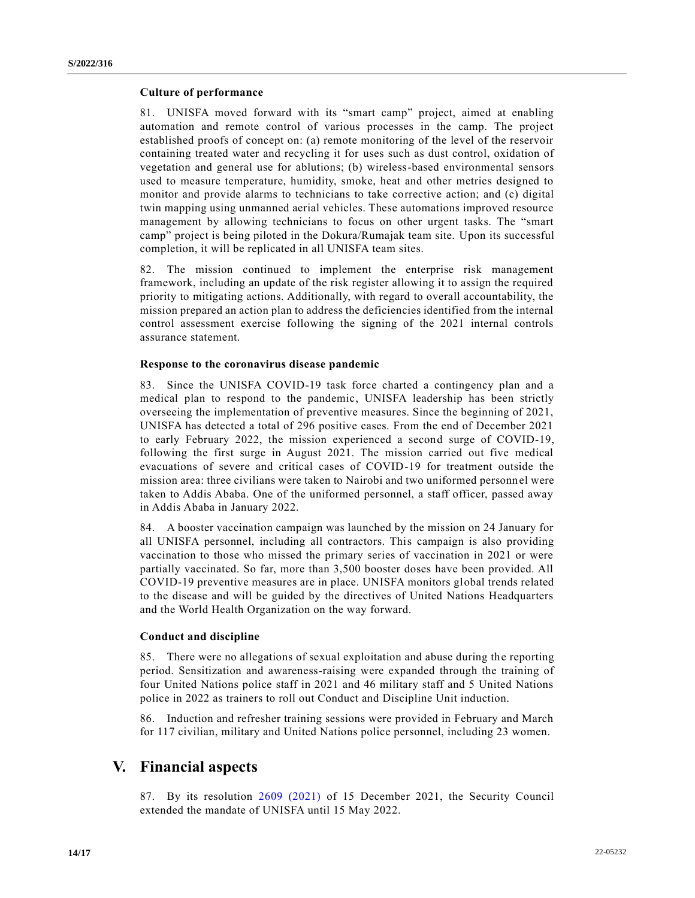### Culture of performance

81. UNISFA moved forward with its "smart camp" project, aimed at enabling automation and remote control of various processes in the camp. The project established proofs of concept on: (a) remote monitoring of the level of the reservoir containing treated water and recycling it for uses such as dust control, oxidation of vegetation and general use for ablutions; (b) wireless-based environmental sensors used to measure temperature, humidity, smoke, heat and other metrics designed to monitor and provide alarms to technicians to take corrective action; and (c) digital twin mapping using unmanned aerial vehicles. These automations improved resource management by allowing technicians to focus on other urgent tasks. The "smart camp" project is being piloted in the Dokura/Rumajak team site. Upon its successful completion, it will be replicated in all UNISFA team sites.

82. The mission continued to implement the enterprise risk management framework, including an update of the risk register allowing it to assign the required priority to mitigating actions. Additionally, with regard to overall accountability, the mission prepared an action plan to address the deficiencies identified from the internal control assessment exercise following the signing of the 2021 internal controls assurance statement.

### Response to the coronavirus disease pandemic

83. Since the UNISFA COVID-19 task force charted a contingency plan and a medical plan to respond to the pandemic, UNISFA leadership has been strictly overseeing the implementation of preventive measures. Since the beginning of 2021, UNISFA has detected a total of 296 positive cases. From the end of December 2021 to early February 2022, the mission experienced a second surge of COVID-19, following the first surge in August 2021. The mission carried out five medical evacuations of severe and critical cases of COVID-19 for treatment outside the mission area: three civilians were taken to Nairobi and two uniformed personnel were taken to Addis Ababa. One of the uniformed personnel, a staff officer, passed away in Addis Ababa in January 2022.

84. A booster vaccination campaign was launched by the mission on 24 January for all UNISFA personnel, including all contractors. This campaign is also providing vaccination to those who missed the primary series of vaccination in 2021 or were partially vaccinated. So far, more than 3,500 booster doses have been provided. All COVID-19 preventive measures are in place. UNISFA monitors global trends related to the disease and will be guided by the directives of United Nations Headquarters and the World Health Organization on the way forward.

### Conduct and discipline

85. There were no allegations of sexual exploitation and abuse during the reporting period. Sensitization and awareness-raising were expanded through the training of four United Nations police staff in 2021 and 46 military staff and 5 United Nations police in 2022 as trainers to roll out Conduct and Discipline Unit induction.

86. Induction and refresher training sessions were provided in February and March for 117 civilian, military and United Nations police personnel, including 23 women.

## V. Financial aspects

87. By its resolution 2609 (2021) of 15 December 2021, the Security Council extended the mandate of UNISFA until 15 May 2022.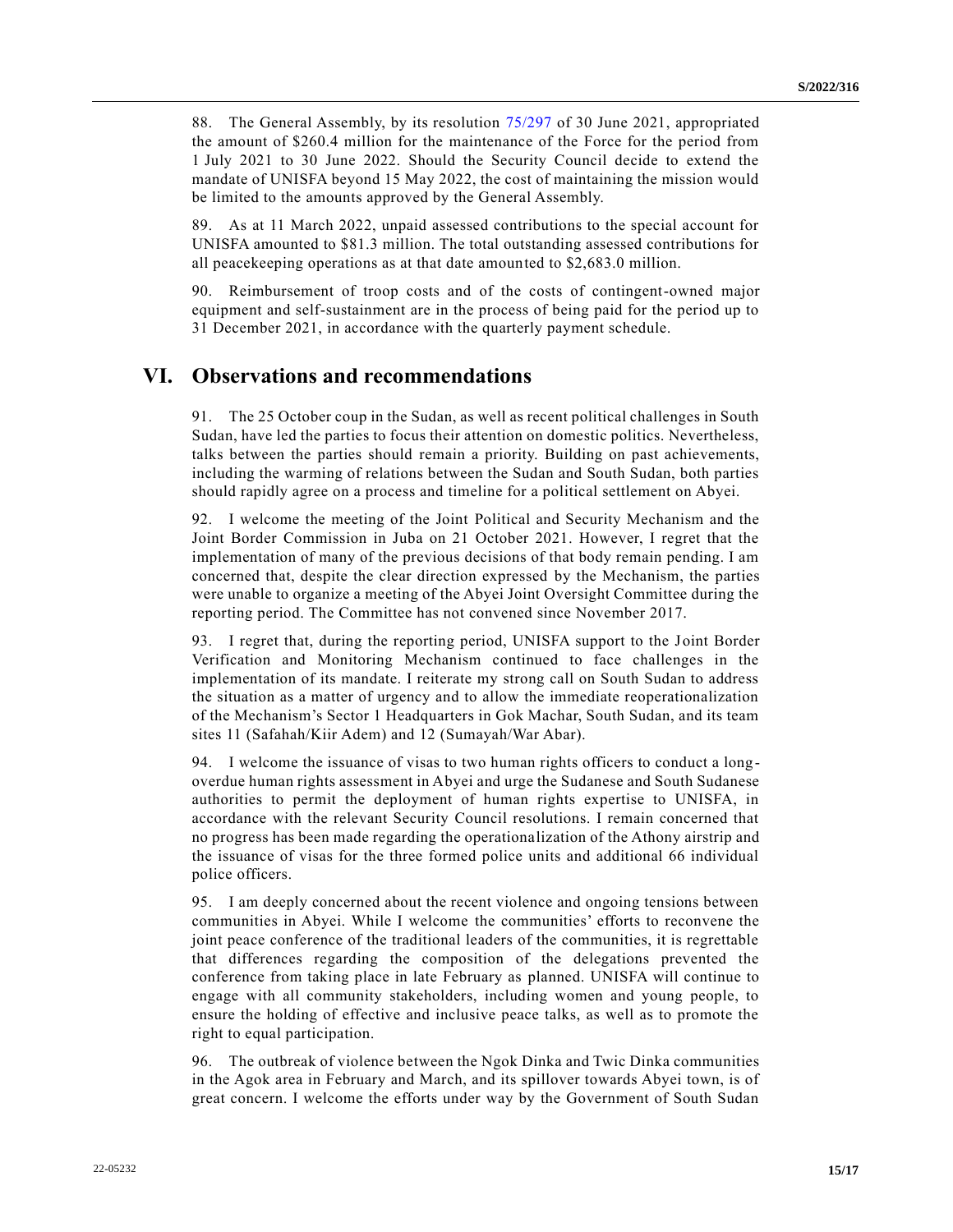88. The General Assembly, by its resolution 75/297 of 30 June 2021, appropriated the amount of $260.4 million for the maintenance of the Force for the period from 1 July 2021 to 30 June 2022. Should the Security Council decide to extend the mandate of UNISFA beyond 15 May 2022, the cost of maintaining the mission would be limited to the amounts approved by the General Assembly.

89. As at 11 March 2022, unpaid assessed contributions to the special account for UNISFA amounted to $81.3 million. The total outstanding assessed contributions for all peacekeeping operations as at that date amounted to $2,683.0 million.

90. Reimbursement of troop costs and of the costs of contingent-owned major equipment and self-sustainment are in the process of being paid for the period up to 31 December 2021, in accordance with the quarterly payment schedule.

# VI. Observations and recommendations

91. The 25 October coup in the Sudan, as well as recent political challenges in South Sudan, have led the parties to focus their attention on domestic politics. Nevertheless, talks between the parties should remain a priority. Building on past achievements, including the warming of relations between the Sudan and South Sudan, both parties should rapidly agree on a process and timeline for a political settlement on Abyei.

92. I welcome the meeting of the Joint Political and Security Mechanism and the Joint Border Commission in Juba on 21 October 2021. However, I regret that the implementation of many of the previous decisions of that body remain pending. I am concerned that, despite the clear direction expressed by the Mechanism, the parties were unable to organize a meeting of the Abyei Joint Oversight Committee during the reporting period. The Committee has not convened since November 2017.

93. I regret that, during the reporting period, UNISFA support to the Joint Border Verification and Monitoring Mechanism continued to face challenges in the implementation of its mandate. I reiterate my strong call on South Sudan to address the situation as a matter of urgency and to allow the immediate reoperationalization of the Mechanism's Sector 1 Headquarters in Gok Machar, South Sudan, and its team sites 11 (Safahah/Kiir Adem) and 12 (Sumayah/War Abar).

94. I welcome the issuance of visas to two human rights officers to conduct a long-overdue human rights assessment in Abyei and urge the Sudanese and South Sudanese authorities to permit the deployment of human rights expertise to UNISFA, in accordance with the relevant Security Council resolutions. I remain concerned that no progress has been made regarding the operationalization of the Athony airstrip and the issuance of visas for the three formed police units and additional 66 individual police officers.

95. I am deeply concerned about the recent violence and ongoing tensions between communities in Abyei. While I welcome the communities' efforts to reconvene the joint peace conference of the traditional leaders of the communities, it is regrettable that differences regarding the composition of the delegations prevented the conference from taking place in late February as planned. UNISFA will continue to engage with all community stakeholders, including women and young people, to ensure the holding of effective and inclusive peace talks, as well as to promote the right to equal participation.

96. The outbreak of violence between the Ngok Dinka and Twic Dinka communities in the Agok area in February and March, and its spillover towards Abyei town, is of great concern. I welcome the efforts under way by the Government of South Sudan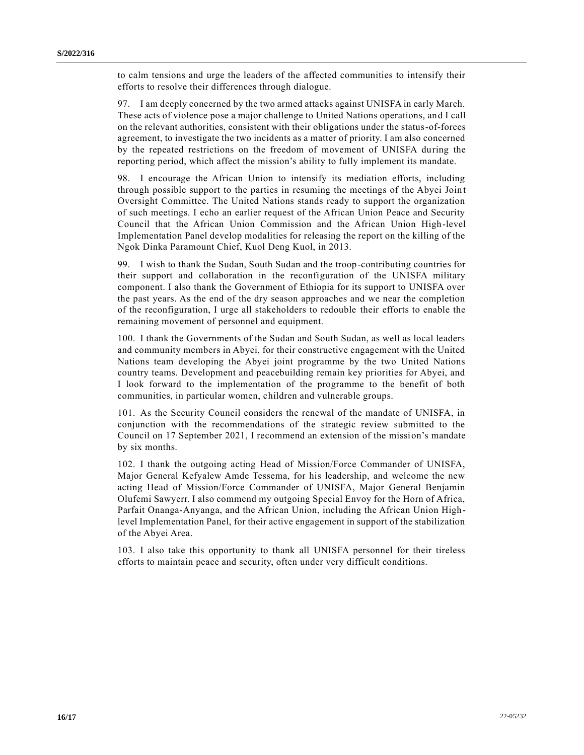to calm tensions and urge the leaders of the affected communities to intensify their efforts to resolve their differences through dialogue.

97. I am deeply concerned by the two armed attacks against UNISFA in early March. These acts of violence pose a major challenge to United Nations operations, and I call on the relevant authorities, consistent with their obligations under the status-of-forces agreement, to investigate the two incidents as a matter of priority. I am also concerned by the repeated restrictions on the freedom of movement of UNISFA during the reporting period, which affect the mission's ability to fully implement its mandate.

98. I encourage the African Union to intensify its mediation efforts, including through possible support to the parties in resuming the meetings of the Abyei Joint Oversight Committee. The United Nations stands ready to support the organization of such meetings. I echo an earlier request of the African Union Peace and Security Council that the African Union Commission and the African Union High-level Implementation Panel develop modalities for releasing the report on the killing of the Ngok Dinka Paramount Chief, Kuol Deng Kuol, in 2013.

99. I wish to thank the Sudan, South Sudan and the troop-contributing countries for their support and collaboration in the reconfiguration of the UNISFA military component. I also thank the Government of Ethiopia for its support to UNISFA over the past years. As the end of the dry season approaches and we near the completion of the reconfiguration, I urge all stakeholders to redouble their efforts to enable the remaining movement of personnel and equipment.

100. I thank the Governments of the Sudan and South Sudan, as well as local leaders and community members in Abyei, for their constructive engagement with the United Nations team developing the Abyei joint programme by the two United Nations country teams. Development and peacebuilding remain key priorities for Abyei, and I look forward to the implementation of the programme to the benefit of both communities, in particular women, children and vulnerable groups.

101. As the Security Council considers the renewal of the mandate of UNISFA, in conjunction with the recommendations of the strategic review submitted to the Council on 17 September 2021, I recommend an extension of the mission's mandate by six months.

102. I thank the outgoing acting Head of Mission/Force Commander of UNISFA, Major General Kefyalew Amde Tessema, for his leadership, and welcome the new acting Head of Mission/Force Commander of UNISFA, Major General Benjamin Olufemi Sawyerr. I also commend my outgoing Special Envoy for the Horn of Africa, Parfait Onanga-Anyanga, and the African Union, including the African Union High-level Implementation Panel, for their active engagement in support of the stabilization of the Abyei Area.

103. I also take this opportunity to thank all UNISFA personnel for their tireless efforts to maintain peace and security, often under very difficult conditions.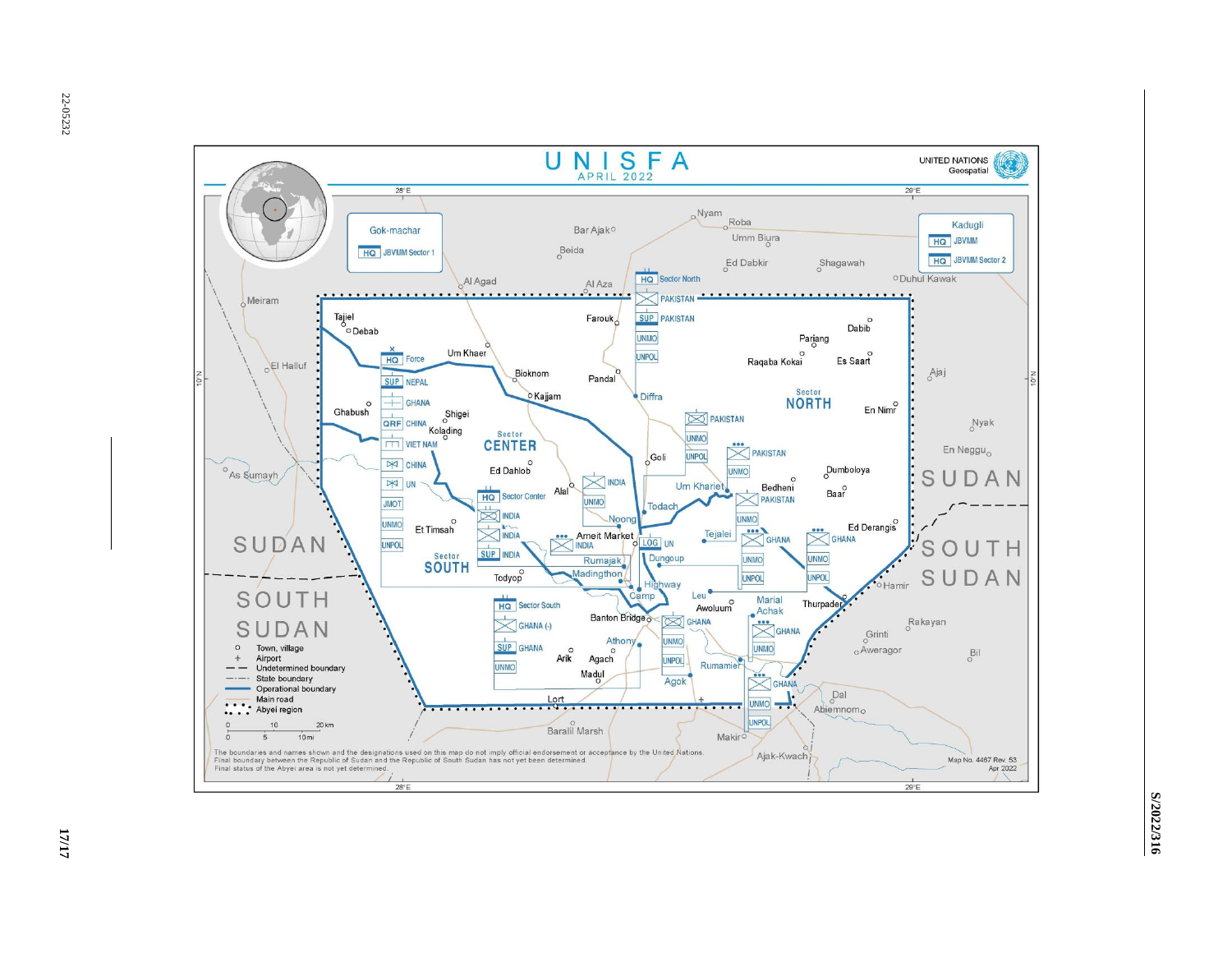# UNISFA

APRIL 2022

UNITED NATIONS
Geospatial

28°E

29°E

10°N

Gok-machar
HQ JBVMM Sector 1

Kadugli
HQ JBVMM
HQ JBVMM Sector 2

Nyam
Roba
Bar Ajak
Umm Biura
Beida
Ed Dabkir
Shagawah
Duhul Kawak
Al Agad
Al Aza
HQ Sector North
PAKISTAN
SUP PAKISTAN
UNMO
UNPOL
Meiram
Tajiel
Debab
Farouk
Dabib
Pariang
Raqaba Kokai
Es Saart
El Halluf
HQ Force
SUP NEPAL
GHANA
QRF CHINA
VIET NAM
CHINA
UN
JMOT
UNMO
UNPOL
Um Khaer
Bioknom
Pandal
Kajjam
Diffra
Ajaj
Ghabush
Shigei
Koladina
Sector CENTER
Sector NORTH
En Nimr
Nyak
PAKISTAN
UNMO
UNPOL
Goli
PAKISTAN
UNMO
En Neggu
As Sumayh
Ed Dahlob
INDIA
UNMO
Alal
HQ Sector Center
INDIA
INDIA
SUP INDIA
Um Khariet
Bedheni
PAKISTAN
Dumboloya
Baar
SUDAN
Todach
Noong
Et Timsah
Ameit Market
INDIA
LOG UN
Tejalei
GHANA
UNMO
UNPOL
GHANA
UNMO
UNPOL
Ed Derangis
SOUTH SUDAN
SUDAN
Sector SOUTH
Rumajak
Dungoup
Madingthon
Todyop
Highway
Camp
Leu
Hamir
Awoluum
Marial Achak
Thurpader
SOUTH SUDAN
HQ Sector South
GHANA (-)
Banton Bridge
GHANA
UNMO
UNPOL
GHANA
UNMO
Rakayan
Grinti
Averagor
Athony
SUP GHANA
UNMO
Arik
Agach
Madul
Rumamier
Bil
Agok
GHANA
UNMO
UNPOL
Dal
Abiemnom
Lort
Baralil Marsh
Makir
Ajak-Kwach

Town, village
Airport
Undetermined boundary
State boundary
Operational boundary
Main road
Abyei region

0 10 20 km
0 5 10 mi

The boundaries and names shown and the designations used on this map do not imply official endorsement or acceptance by the United Nations.
Final boundary between the Republic of Sudan and the Republic of South Sudan has not yet been determined.
Final status of the Abyei area is not yet determined.

Map No. 4467 Rev. 53
Apr 2022